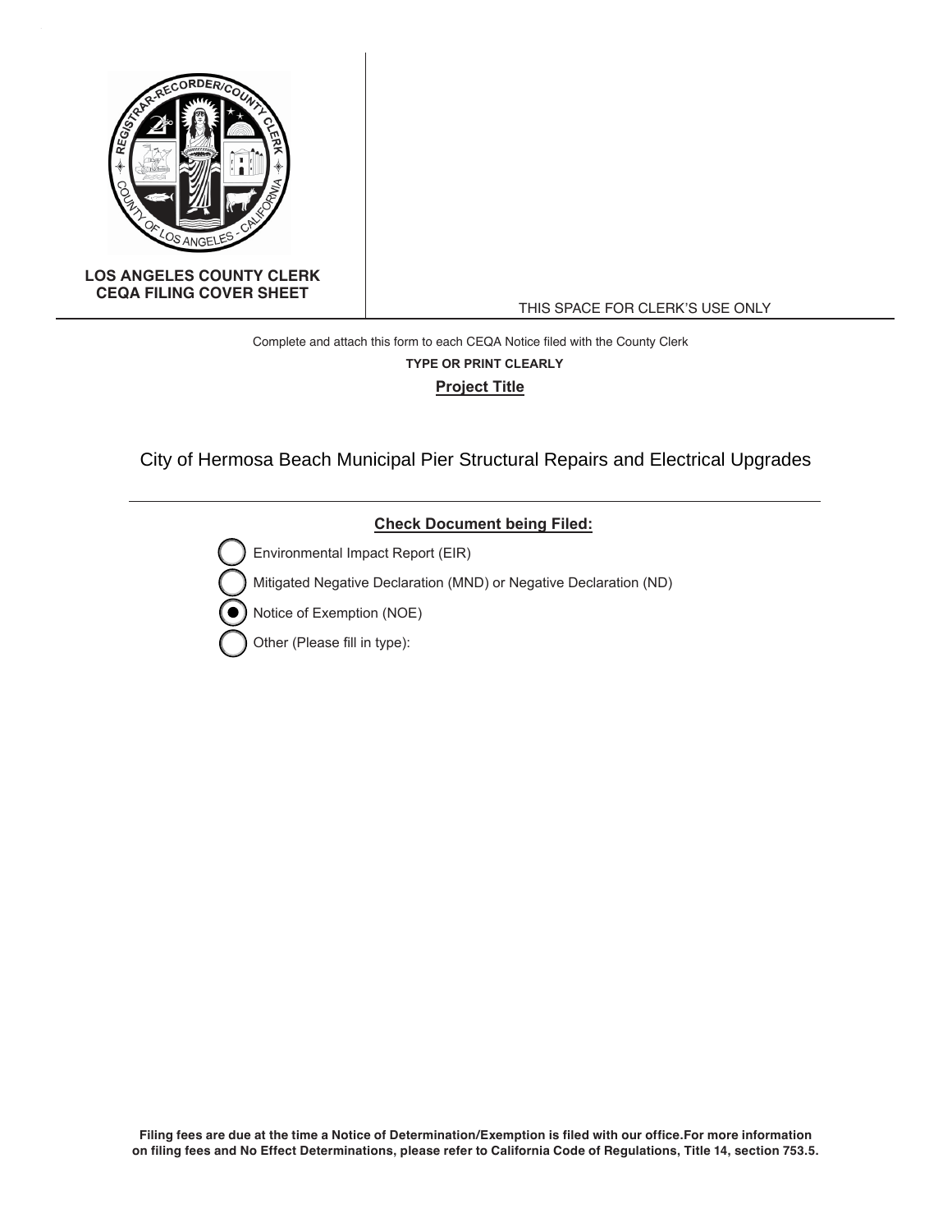**LOS ANGELES COUNTY CLERK**
**CEQA FILING COVER SHEET**

THIS SPACE FOR CLERK'S USE ONLY

Complete and attach this form to each CEQA Notice filed with the County Clerk

**TYPE OR PRINT CLEARLY**

**Project Title**

City of Hermosa Beach Municipal Pier Structural Repairs and Electrical Upgrades

---

**Check Document being Filed:**

- ○ Environmental Impact Report (EIR)
- ○ Mitigated Negative Declaration (MND) or Negative Declaration (ND)
- ● Notice of Exemption (NOE)
- ○ Other (Please fill in type):

**Filing fees are due at the time a Notice of Determination/Exemption is filed with our office.For more information on filing fees and No Effect Determinations, please refer to California Code of Regulations, Title 14, section 753.5.**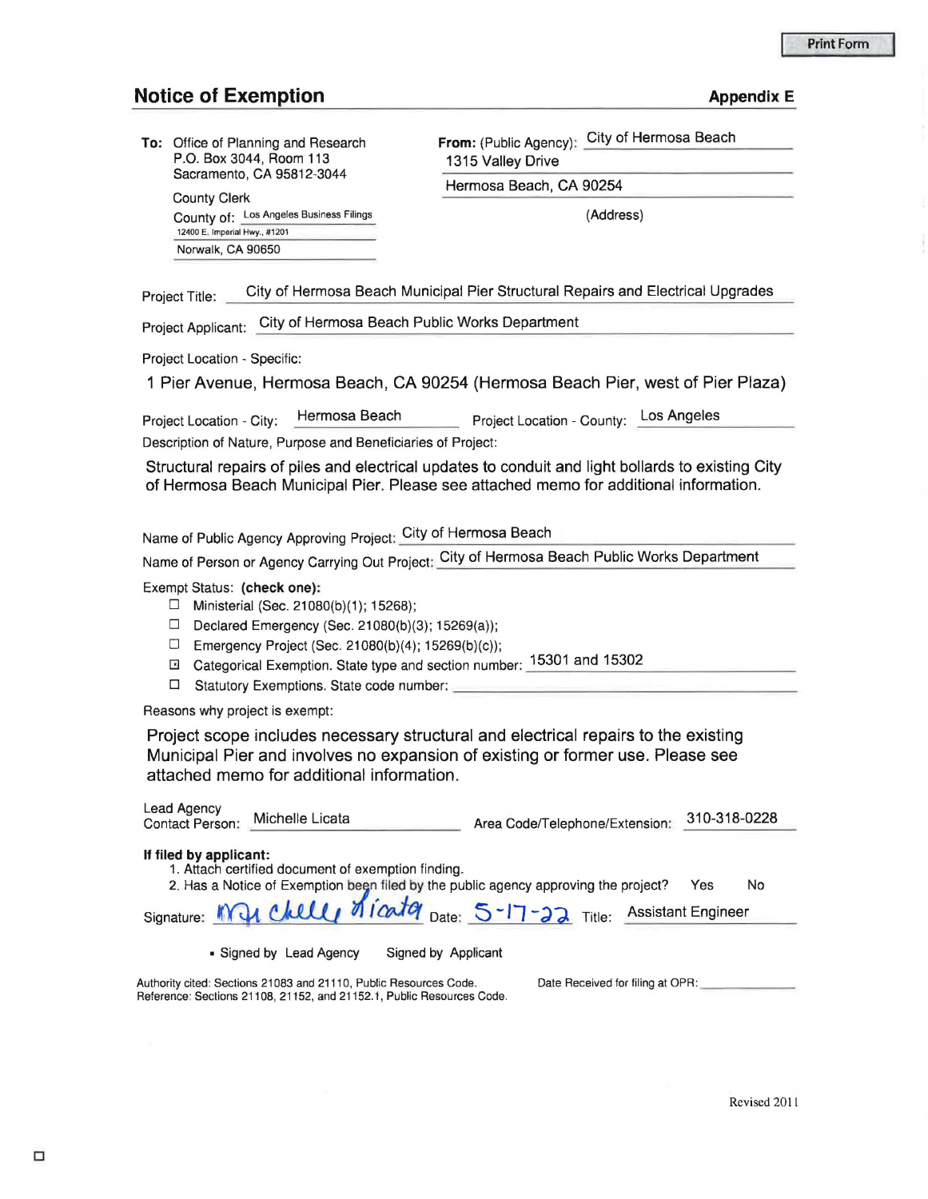Print Form

# Notice of Exemption

**Appendix E**

**To:** Office of Planning and Research
P.O. Box 3044, Room 113
Sacramento, CA 95812-3044

County Clerk
County of: Los Angeles Business Filings
12400 E. Imperial Hwy., #1201
Norwalk, CA 90650

**From:** (Public Agency): City of Hermosa Beach
1315 Valley Drive
Hermosa Beach, CA 90254
(Address)

Project Title: City of Hermosa Beach Municipal Pier Structural Repairs and Electrical Upgrades

Project Applicant: City of Hermosa Beach Public Works Department

Project Location - Specific:

1 Pier Avenue, Hermosa Beach, CA 90254 (Hermosa Beach Pier, west of Pier Plaza)

Project Location - City: Hermosa Beach    Project Location - County: Los Angeles

Description of Nature, Purpose and Beneficiaries of Project:

Structural repairs of piles and electrical updates to conduit and light bollards to existing City of Hermosa Beach Municipal Pier. Please see attached memo for additional information.

Name of Public Agency Approving Project: City of Hermosa Beach

Name of Person or Agency Carrying Out Project: City of Hermosa Beach Public Works Department

Exempt Status: **(check one):**

- ☐ Ministerial (Sec. 21080(b)(1); 15268);
- ☐ Declared Emergency (Sec. 21080(b)(3); 15269(a));
- ☐ Emergency Project (Sec. 21080(b)(4); 15269(b)(c));
- ☒ Categorical Exemption. State type and section number: 15301 and 15302
- ☐ Statutory Exemptions. State code number:

Reasons why project is exempt:

Project scope includes necessary structural and electrical repairs to the existing Municipal Pier and involves no expansion of existing or former use. Please see attached memo for additional information.

Lead Agency Contact Person: Michelle Licata    Area Code/Telephone/Extension: 310-318-0228

**If filed by applicant:**

1. Attach certified document of exemption finding.
2. Has a Notice of Exemption been filed by the public agency approving the project? Yes No

Signature: Michelle Licata    Date: 5-17-22    Title: Assistant Engineer

▪ Signed by Lead Agency    Signed by Applicant

Authority cited: Sections 21083 and 21110, Public Resources Code.
Reference: Sections 21108, 21152, and 21152.1, Public Resources Code.

Date Received for filing at OPR:

Revised 2011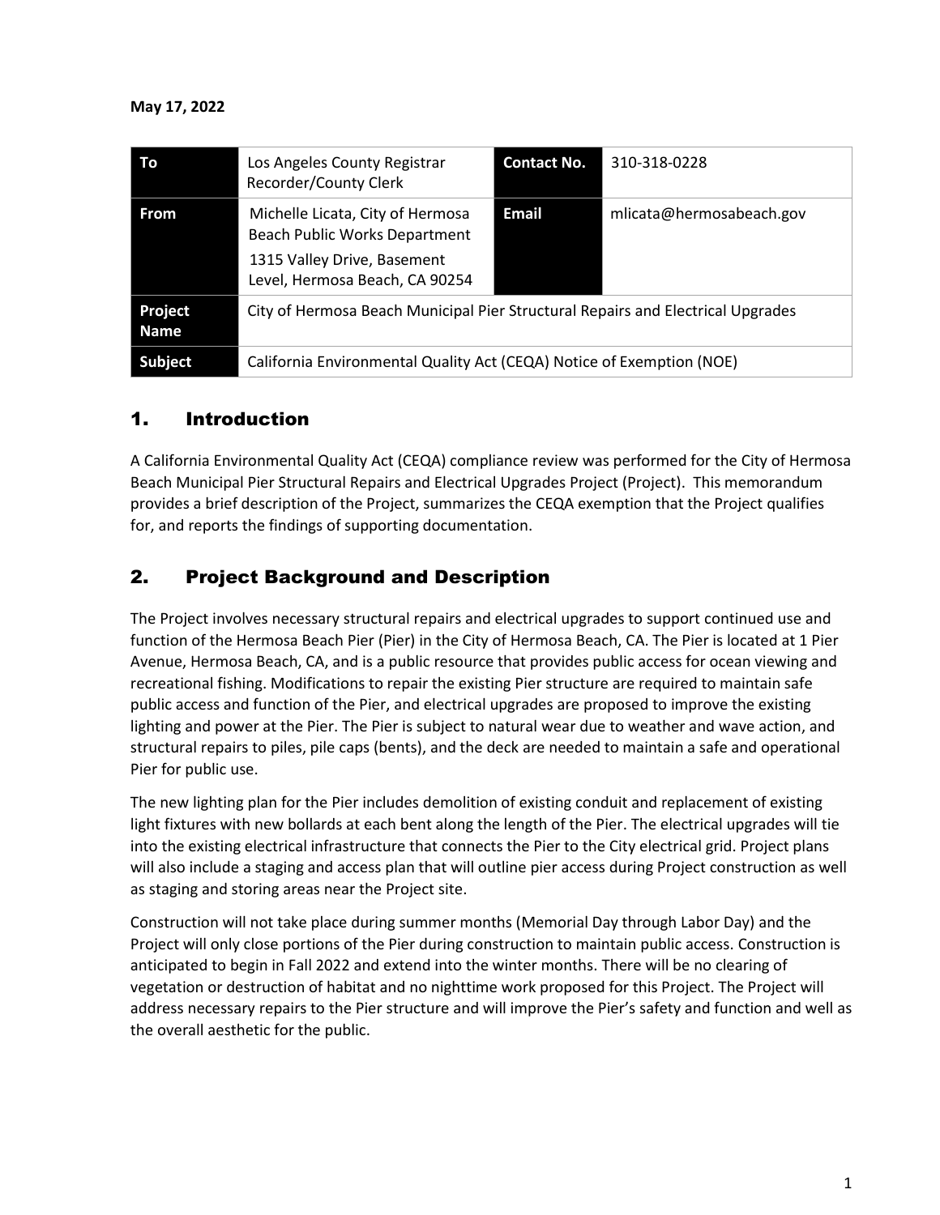**May 17, 2022**

| To | Los Angeles County Registrar Recorder/County Clerk | Contact No. | 310-318-0228 |
| --- | --- | --- | --- |
| From | Michelle Licata, City of Hermosa Beach Public Works Department<br>1315 Valley Drive, Basement Level, Hermosa Beach, CA 90254 | Email | mlicata@hermosabeach.gov |
| Project Name | City of Hermosa Beach Municipal Pier Structural Repairs and Electrical Upgrades | | |
| Subject | California Environmental Quality Act (CEQA) Notice of Exemption (NOE) | | |

## 1. Introduction

A California Environmental Quality Act (CEQA) compliance review was performed for the City of Hermosa Beach Municipal Pier Structural Repairs and Electrical Upgrades Project (Project). This memorandum provides a brief description of the Project, summarizes the CEQA exemption that the Project qualifies for, and reports the findings of supporting documentation.

## 2. Project Background and Description

The Project involves necessary structural repairs and electrical upgrades to support continued use and function of the Hermosa Beach Pier (Pier) in the City of Hermosa Beach, CA. The Pier is located at 1 Pier Avenue, Hermosa Beach, CA, and is a public resource that provides public access for ocean viewing and recreational fishing. Modifications to repair the existing Pier structure are required to maintain safe public access and function of the Pier, and electrical upgrades are proposed to improve the existing lighting and power at the Pier. The Pier is subject to natural wear due to weather and wave action, and structural repairs to piles, pile caps (bents), and the deck are needed to maintain a safe and operational Pier for public use.

The new lighting plan for the Pier includes demolition of existing conduit and replacement of existing light fixtures with new bollards at each bent along the length of the Pier. The electrical upgrades will tie into the existing electrical infrastructure that connects the Pier to the City electrical grid. Project plans will also include a staging and access plan that will outline pier access during Project construction as well as staging and storing areas near the Project site.

Construction will not take place during summer months (Memorial Day through Labor Day) and the Project will only close portions of the Pier during construction to maintain public access. Construction is anticipated to begin in Fall 2022 and extend into the winter months. There will be no clearing of vegetation or destruction of habitat and no nighttime work proposed for this Project. The Project will address necessary repairs to the Pier structure and will improve the Pier's safety and function and well as the overall aesthetic for the public.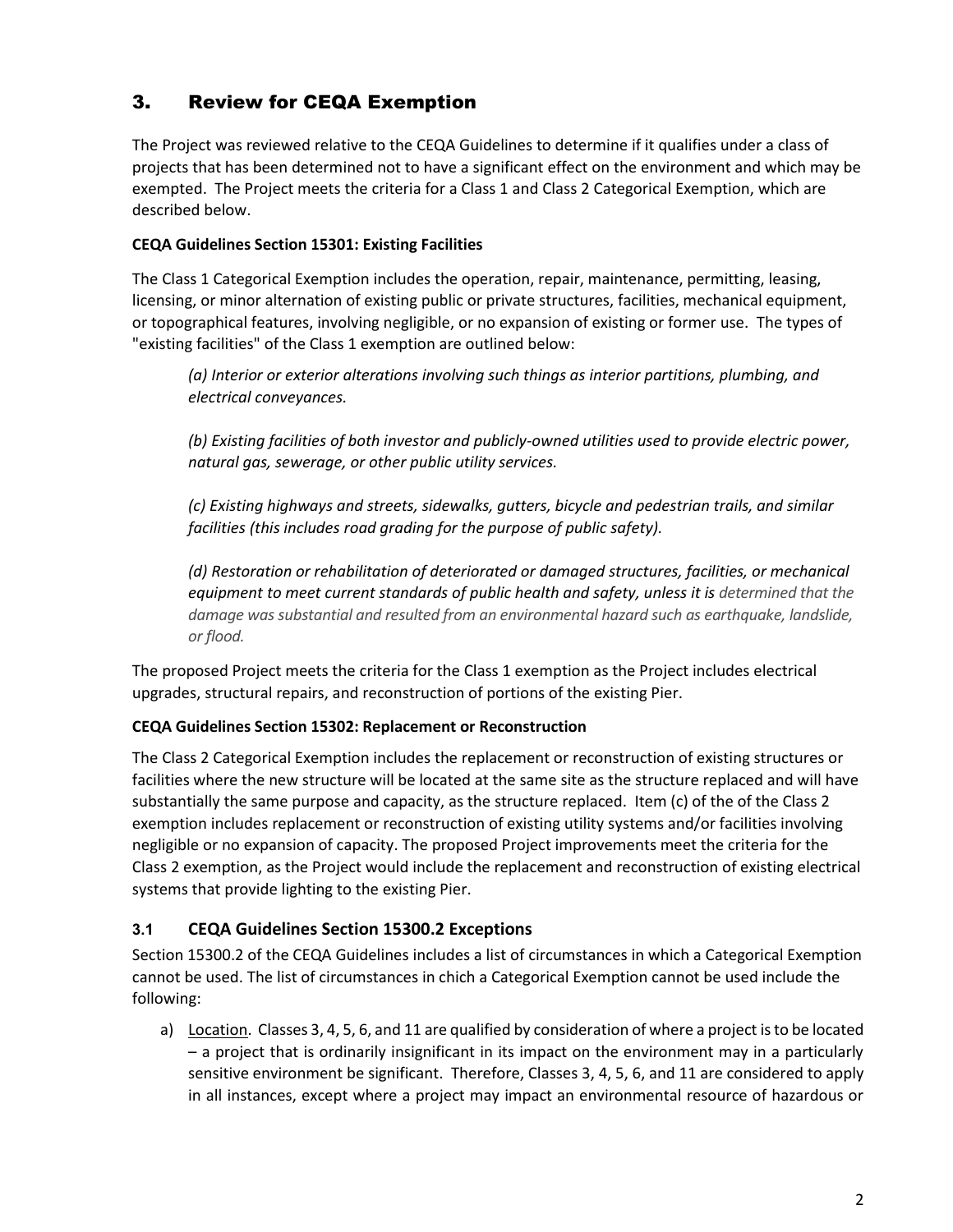## 3. Review for CEQA Exemption

The Project was reviewed relative to the CEQA Guidelines to determine if it qualifies under a class of projects that has been determined not to have a significant effect on the environment and which may be exempted. The Project meets the criteria for a Class 1 and Class 2 Categorical Exemption, which are described below.

**CEQA Guidelines Section 15301: Existing Facilities**

The Class 1 Categorical Exemption includes the operation, repair, maintenance, permitting, leasing, licensing, or minor alternation of existing public or private structures, facilities, mechanical equipment, or topographical features, involving negligible, or no expansion of existing or former use. The types of "existing facilities" of the Class 1 exemption are outlined below:

> *(a) Interior or exterior alterations involving such things as interior partitions, plumbing, and electrical conveyances.*
>
> *(b) Existing facilities of both investor and publicly-owned utilities used to provide electric power, natural gas, sewerage, or other public utility services.*
>
> *(c) Existing highways and streets, sidewalks, gutters, bicycle and pedestrian trails, and similar facilities (this includes road grading for the purpose of public safety).*
>
> *(d) Restoration or rehabilitation of deteriorated or damaged structures, facilities, or mechanical equipment to meet current standards of public health and safety, unless it is determined that the damage was substantial and resulted from an environmental hazard such as earthquake, landslide, or flood.*

The proposed Project meets the criteria for the Class 1 exemption as the Project includes electrical upgrades, structural repairs, and reconstruction of portions of the existing Pier.

**CEQA Guidelines Section 15302: Replacement or Reconstruction**

The Class 2 Categorical Exemption includes the replacement or reconstruction of existing structures or facilities where the new structure will be located at the same site as the structure replaced and will have substantially the same purpose and capacity, as the structure replaced. Item (c) of the of the Class 2 exemption includes replacement or reconstruction of existing utility systems and/or facilities involving negligible or no expansion of capacity. The proposed Project improvements meet the criteria for the Class 2 exemption, as the Project would include the replacement and reconstruction of existing electrical systems that provide lighting to the existing Pier.

### 3.1 CEQA Guidelines Section 15300.2 Exceptions

Section 15300.2 of the CEQA Guidelines includes a list of circumstances in which a Categorical Exemption cannot be used. The list of circumstances in chich a Categorical Exemption cannot be used include the following:

a) Location. Classes 3, 4, 5, 6, and 11 are qualified by consideration of where a project is to be located – a project that is ordinarily insignificant in its impact on the environment may in a particularly sensitive environment be significant. Therefore, Classes 3, 4, 5, 6, and 11 are considered to apply in all instances, except where a project may impact an environmental resource of hazardous or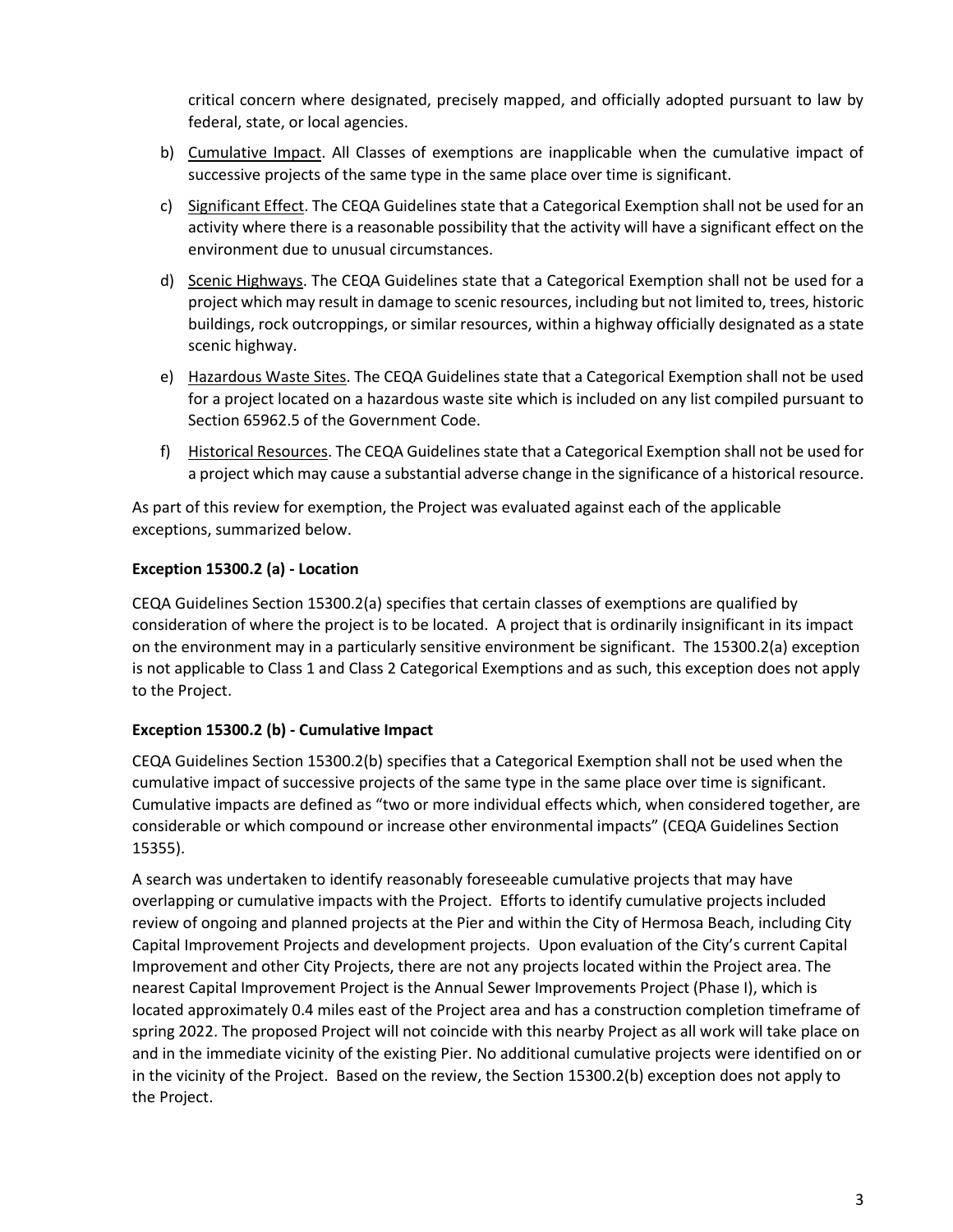critical concern where designated, precisely mapped, and officially adopted pursuant to law by federal, state, or local agencies.

b) Cumulative Impact. All Classes of exemptions are inapplicable when the cumulative impact of successive projects of the same type in the same place over time is significant.

c) Significant Effect. The CEQA Guidelines state that a Categorical Exemption shall not be used for an activity where there is a reasonable possibility that the activity will have a significant effect on the environment due to unusual circumstances.

d) Scenic Highways. The CEQA Guidelines state that a Categorical Exemption shall not be used for a project which may result in damage to scenic resources, including but not limited to, trees, historic buildings, rock outcroppings, or similar resources, within a highway officially designated as a state scenic highway.

e) Hazardous Waste Sites. The CEQA Guidelines state that a Categorical Exemption shall not be used for a project located on a hazardous waste site which is included on any list compiled pursuant to Section 65962.5 of the Government Code.

f) Historical Resources. The CEQA Guidelines state that a Categorical Exemption shall not be used for a project which may cause a substantial adverse change in the significance of a historical resource.

As part of this review for exemption, the Project was evaluated against each of the applicable exceptions, summarized below.

**Exception 15300.2 (a) - Location**

CEQA Guidelines Section 15300.2(a) specifies that certain classes of exemptions are qualified by consideration of where the project is to be located. A project that is ordinarily insignificant in its impact on the environment may in a particularly sensitive environment be significant. The 15300.2(a) exception is not applicable to Class 1 and Class 2 Categorical Exemptions and as such, this exception does not apply to the Project.

**Exception 15300.2 (b) - Cumulative Impact**

CEQA Guidelines Section 15300.2(b) specifies that a Categorical Exemption shall not be used when the cumulative impact of successive projects of the same type in the same place over time is significant. Cumulative impacts are defined as "two or more individual effects which, when considered together, are considerable or which compound or increase other environmental impacts" (CEQA Guidelines Section 15355).

A search was undertaken to identify reasonably foreseeable cumulative projects that may have overlapping or cumulative impacts with the Project. Efforts to identify cumulative projects included review of ongoing and planned projects at the Pier and within the City of Hermosa Beach, including City Capital Improvement Projects and development projects. Upon evaluation of the City's current Capital Improvement and other City Projects, there are not any projects located within the Project area. The nearest Capital Improvement Project is the Annual Sewer Improvements Project (Phase I), which is located approximately 0.4 miles east of the Project area and has a construction completion timeframe of spring 2022. The proposed Project will not coincide with this nearby Project as all work will take place on and in the immediate vicinity of the existing Pier. No additional cumulative projects were identified on or in the vicinity of the Project. Based on the review, the Section 15300.2(b) exception does not apply to the Project.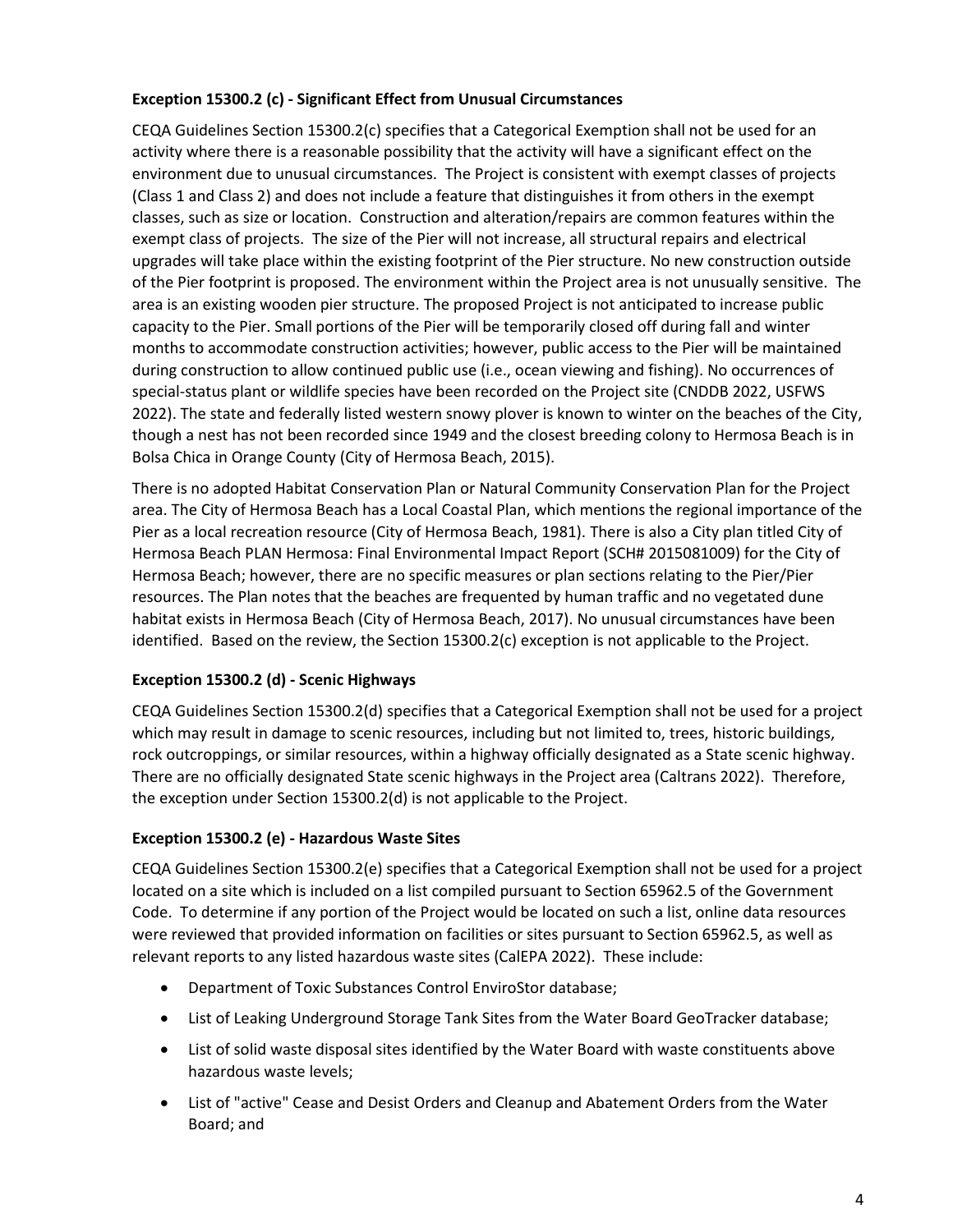**Exception 15300.2 (c) - Significant Effect from Unusual Circumstances**

CEQA Guidelines Section 15300.2(c) specifies that a Categorical Exemption shall not be used for an activity where there is a reasonable possibility that the activity will have a significant effect on the environment due to unusual circumstances. The Project is consistent with exempt classes of projects (Class 1 and Class 2) and does not include a feature that distinguishes it from others in the exempt classes, such as size or location. Construction and alteration/repairs are common features within the exempt class of projects. The size of the Pier will not increase, all structural repairs and electrical upgrades will take place within the existing footprint of the Pier structure. No new construction outside of the Pier footprint is proposed. The environment within the Project area is not unusually sensitive. The area is an existing wooden pier structure. The proposed Project is not anticipated to increase public capacity to the Pier. Small portions of the Pier will be temporarily closed off during fall and winter months to accommodate construction activities; however, public access to the Pier will be maintained during construction to allow continued public use (i.e., ocean viewing and fishing). No occurrences of special-status plant or wildlife species have been recorded on the Project site (CNDDB 2022, USFWS 2022). The state and federally listed western snowy plover is known to winter on the beaches of the City, though a nest has not been recorded since 1949 and the closest breeding colony to Hermosa Beach is in Bolsa Chica in Orange County (City of Hermosa Beach, 2015).

There is no adopted Habitat Conservation Plan or Natural Community Conservation Plan for the Project area. The City of Hermosa Beach has a Local Coastal Plan, which mentions the regional importance of the Pier as a local recreation resource (City of Hermosa Beach, 1981). There is also a City plan titled City of Hermosa Beach PLAN Hermosa: Final Environmental Impact Report (SCH# 2015081009) for the City of Hermosa Beach; however, there are no specific measures or plan sections relating to the Pier/Pier resources. The Plan notes that the beaches are frequented by human traffic and no vegetated dune habitat exists in Hermosa Beach (City of Hermosa Beach, 2017). No unusual circumstances have been identified. Based on the review, the Section 15300.2(c) exception is not applicable to the Project.

**Exception 15300.2 (d) - Scenic Highways**

CEQA Guidelines Section 15300.2(d) specifies that a Categorical Exemption shall not be used for a project which may result in damage to scenic resources, including but not limited to, trees, historic buildings, rock outcroppings, or similar resources, within a highway officially designated as a State scenic highway. There are no officially designated State scenic highways in the Project area (Caltrans 2022). Therefore, the exception under Section 15300.2(d) is not applicable to the Project.

**Exception 15300.2 (e) - Hazardous Waste Sites**

CEQA Guidelines Section 15300.2(e) specifies that a Categorical Exemption shall not be used for a project located on a site which is included on a list compiled pursuant to Section 65962.5 of the Government Code. To determine if any portion of the Project would be located on such a list, online data resources were reviewed that provided information on facilities or sites pursuant to Section 65962.5, as well as relevant reports to any listed hazardous waste sites (CalEPA 2022). These include:

- Department of Toxic Substances Control EnviroStor database;
- List of Leaking Underground Storage Tank Sites from the Water Board GeoTracker database;
- List of solid waste disposal sites identified by the Water Board with waste constituents above hazardous waste levels;
- List of "active" Cease and Desist Orders and Cleanup and Abatement Orders from the Water Board; and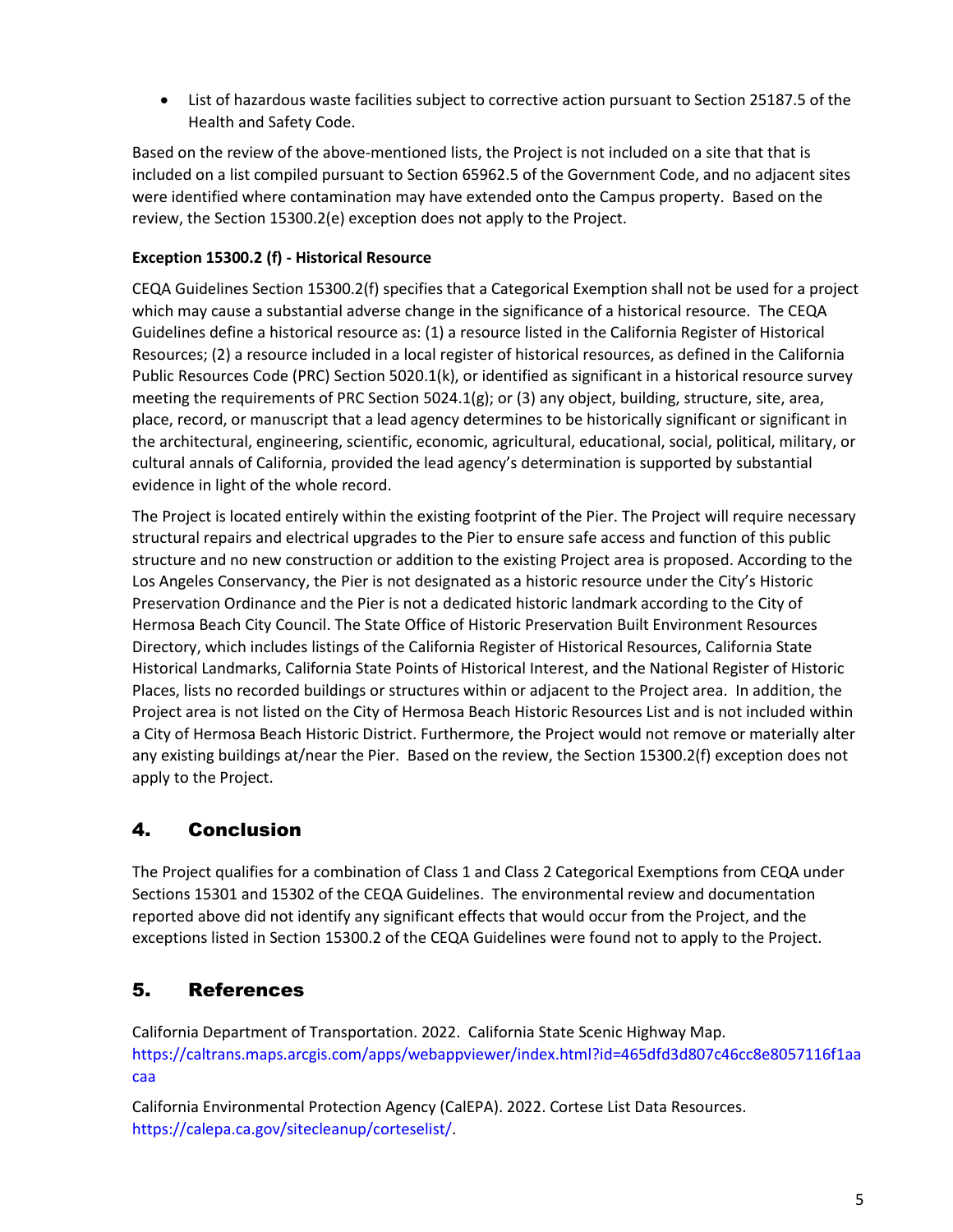- List of hazardous waste facilities subject to corrective action pursuant to Section 25187.5 of the Health and Safety Code.

Based on the review of the above-mentioned lists, the Project is not included on a site that that is included on a list compiled pursuant to Section 65962.5 of the Government Code, and no adjacent sites were identified where contamination may have extended onto the Campus property. Based on the review, the Section 15300.2(e) exception does not apply to the Project.

**Exception 15300.2 (f) - Historical Resource**

CEQA Guidelines Section 15300.2(f) specifies that a Categorical Exemption shall not be used for a project which may cause a substantial adverse change in the significance of a historical resource. The CEQA Guidelines define a historical resource as: (1) a resource listed in the California Register of Historical Resources; (2) a resource included in a local register of historical resources, as defined in the California Public Resources Code (PRC) Section 5020.1(k), or identified as significant in a historical resource survey meeting the requirements of PRC Section 5024.1(g); or (3) any object, building, structure, site, area, place, record, or manuscript that a lead agency determines to be historically significant or significant in the architectural, engineering, scientific, economic, agricultural, educational, social, political, military, or cultural annals of California, provided the lead agency's determination is supported by substantial evidence in light of the whole record.

The Project is located entirely within the existing footprint of the Pier. The Project will require necessary structural repairs and electrical upgrades to the Pier to ensure safe access and function of this public structure and no new construction or addition to the existing Project area is proposed. According to the Los Angeles Conservancy, the Pier is not designated as a historic resource under the City's Historic Preservation Ordinance and the Pier is not a dedicated historic landmark according to the City of Hermosa Beach City Council. The State Office of Historic Preservation Built Environment Resources Directory, which includes listings of the California Register of Historical Resources, California State Historical Landmarks, California State Points of Historical Interest, and the National Register of Historic Places, lists no recorded buildings or structures within or adjacent to the Project area. In addition, the Project area is not listed on the City of Hermosa Beach Historic Resources List and is not included within a City of Hermosa Beach Historic District. Furthermore, the Project would not remove or materially alter any existing buildings at/near the Pier. Based on the review, the Section 15300.2(f) exception does not apply to the Project.

## 4. Conclusion

The Project qualifies for a combination of Class 1 and Class 2 Categorical Exemptions from CEQA under Sections 15301 and 15302 of the CEQA Guidelines. The environmental review and documentation reported above did not identify any significant effects that would occur from the Project, and the exceptions listed in Section 15300.2 of the CEQA Guidelines were found not to apply to the Project.

## 5. References

California Department of Transportation. 2022. California State Scenic Highway Map. https://caltrans.maps.arcgis.com/apps/webappviewer/index.html?id=465dfd3d807c46cc8e8057116f1aacaa

California Environmental Protection Agency (CalEPA). 2022. Cortese List Data Resources. https://calepa.ca.gov/sitecleanup/corteselist/.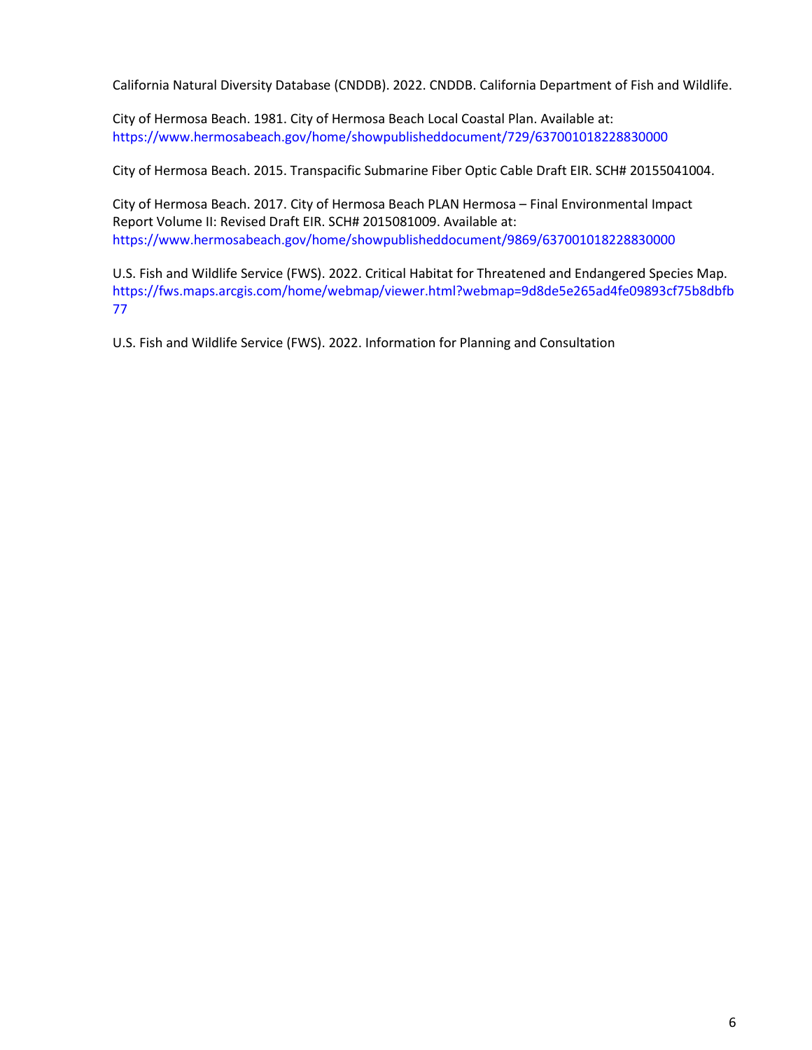California Natural Diversity Database (CNDDB). 2022. CNDDB. California Department of Fish and Wildlife.

City of Hermosa Beach. 1981. City of Hermosa Beach Local Coastal Plan. Available at: https://www.hermosabeach.gov/home/showpublisheddocument/729/637001018228830000

City of Hermosa Beach. 2015. Transpacific Submarine Fiber Optic Cable Draft EIR. SCH# 20155041004.

City of Hermosa Beach. 2017. City of Hermosa Beach PLAN Hermosa – Final Environmental Impact Report Volume II: Revised Draft EIR. SCH# 2015081009. Available at: https://www.hermosabeach.gov/home/showpublisheddocument/9869/637001018228830000

U.S. Fish and Wildlife Service (FWS). 2022. Critical Habitat for Threatened and Endangered Species Map. https://fws.maps.arcgis.com/home/webmap/viewer.html?webmap=9d8de5e265ad4fe09893cf75b8dbfb77

U.S. Fish and Wildlife Service (FWS). 2022. Information for Planning and Consultation